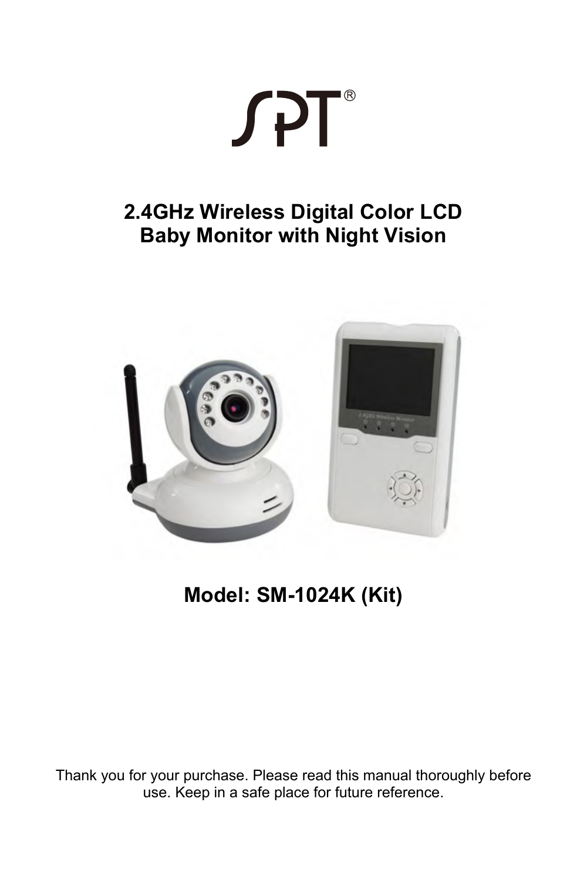SPT®

# 2.4GHz Wireless Digital Color LCD Baby Monitor with Night Vision

## Model: SM-1024K (Kit)

Thank you for your purchase. Please read this manual thoroughly before use. Keep in a safe place for future reference.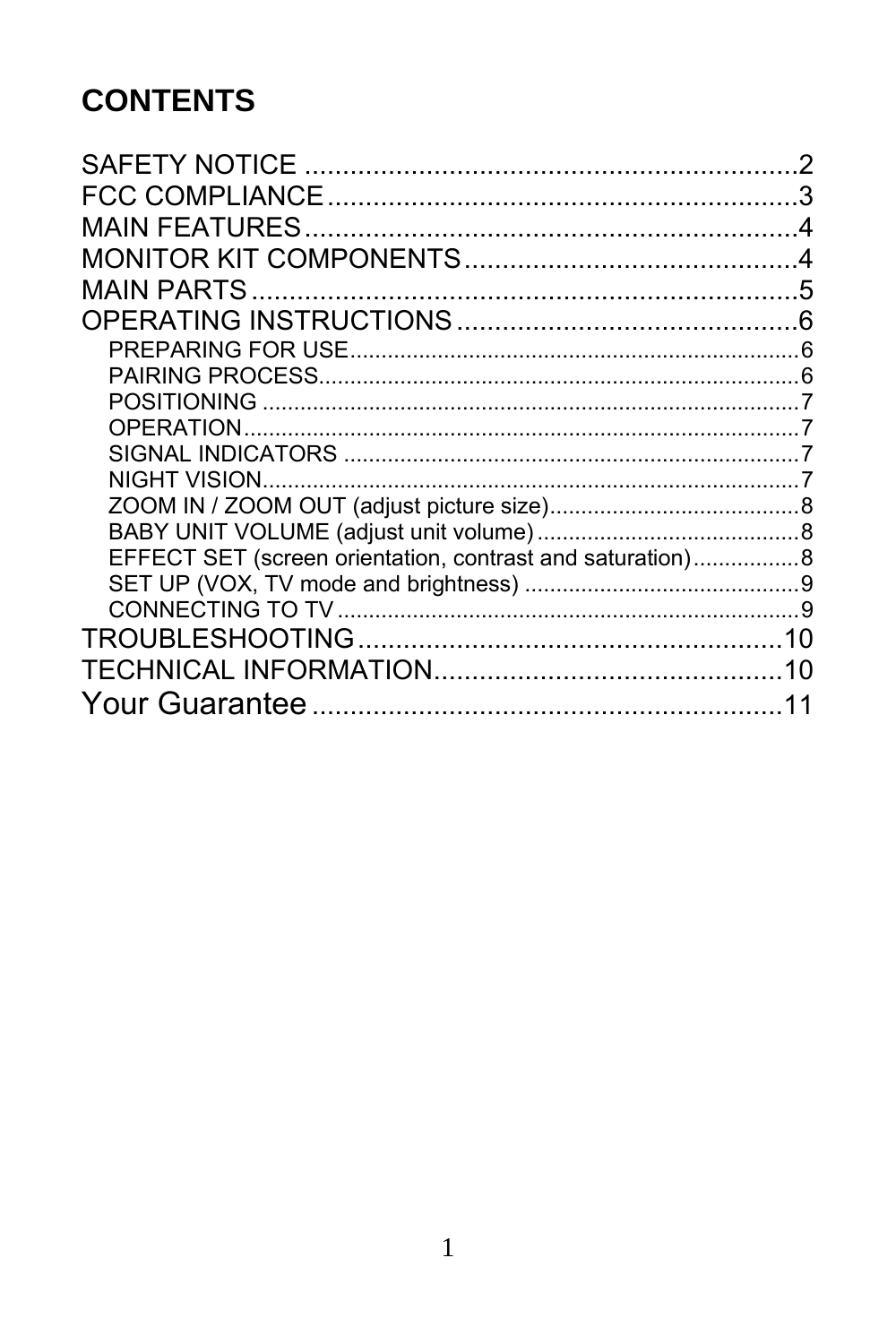# CONTENTS

SAFETY NOTICE ................................................................2
FCC COMPLIANCE .............................................................3
MAIN FEATURES ................................................................4
MONITOR KIT COMPONENTS ............................................4
MAIN PARTS .......................................................................5
OPERATING INSTRUCTIONS .............................................6

- PREPARING FOR USE ........................................................................6
- PAIRING PROCESS .............................................................................6
- POSITIONING .....................................................................................7
- OPERATION ........................................................................................7
- SIGNAL INDICATORS ........................................................................7
- NIGHT VISION .....................................................................................7
- ZOOM IN / ZOOM OUT (adjust picture size) ........................................8
- BABY UNIT VOLUME (adjust unit volume) ..........................................8
- EFFECT SET (screen orientation, contrast and saturation) .................8
- SET UP (VOX, TV mode and brightness) ............................................9
- CONNECTING TO TV ..........................................................................9

TROUBLESHOOTING ........................................................10
TECHNICAL INFORMATION ..............................................10
Your Guarantee .............................................................11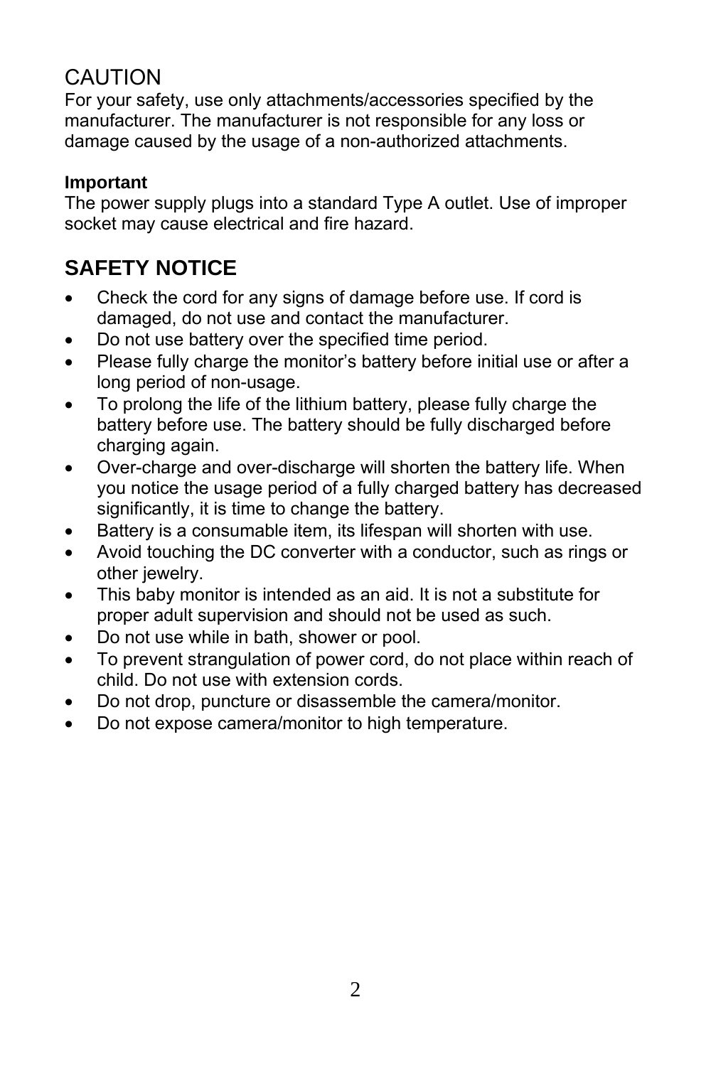## CAUTION

For your safety, use only attachments/accessories specified by the manufacturer. The manufacturer is not responsible for any loss or damage caused by the usage of a non-authorized attachments.

**Important**

The power supply plugs into a standard Type A outlet. Use of improper socket may cause electrical and fire hazard.

## SAFETY NOTICE

- Check the cord for any signs of damage before use. If cord is damaged, do not use and contact the manufacturer.
- Do not use battery over the specified time period.
- Please fully charge the monitor’s battery before initial use or after a long period of non-usage.
- To prolong the life of the lithium battery, please fully charge the battery before use. The battery should be fully discharged before charging again.
- Over-charge and over-discharge will shorten the battery life. When you notice the usage period of a fully charged battery has decreased significantly, it is time to change the battery.
- Battery is a consumable item, its lifespan will shorten with use.
- Avoid touching the DC converter with a conductor, such as rings or other jewelry.
- This baby monitor is intended as an aid. It is not a substitute for proper adult supervision and should not be used as such.
- Do not use while in bath, shower or pool.
- To prevent strangulation of power cord, do not place within reach of child. Do not use with extension cords.
- Do not drop, puncture or disassemble the camera/monitor.
- Do not expose camera/monitor to high temperature.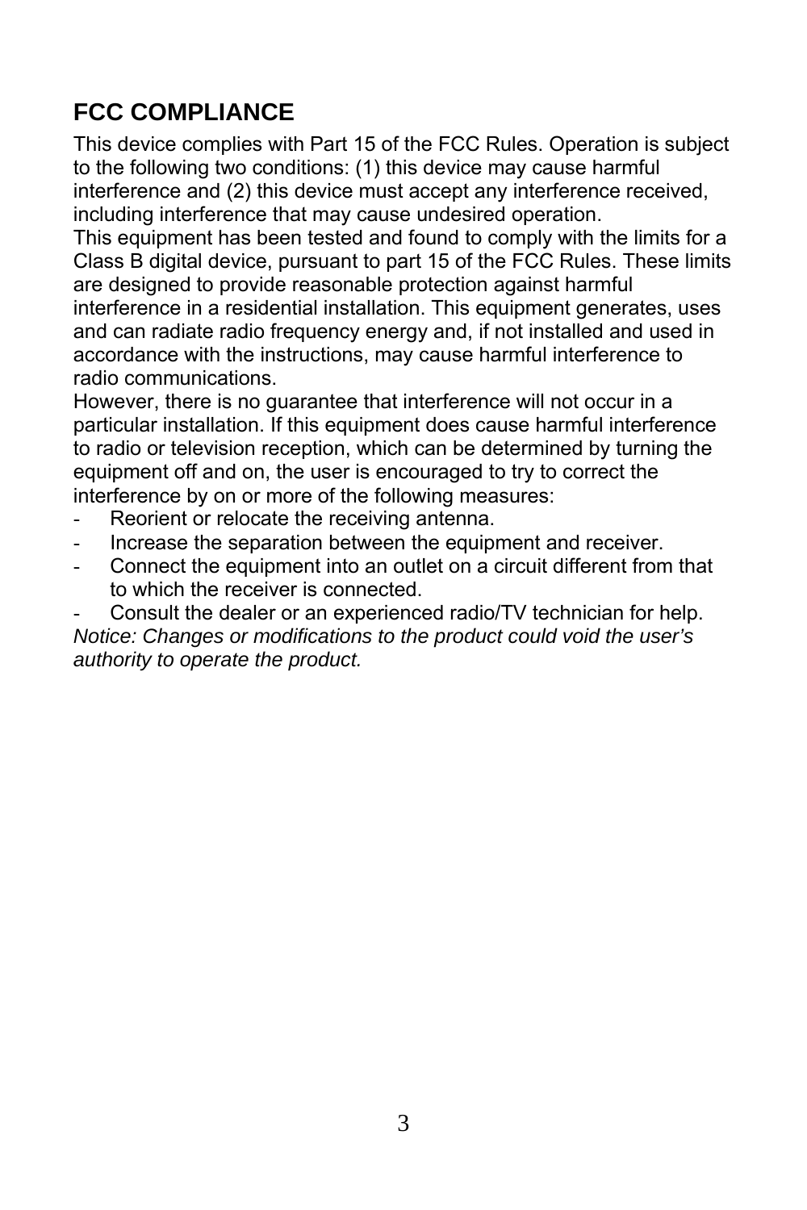## FCC COMPLIANCE

This device complies with Part 15 of the FCC Rules. Operation is subject to the following two conditions: (1) this device may cause harmful interference and (2) this device must accept any interference received, including interference that may cause undesired operation.
This equipment has been tested and found to comply with the limits for a Class B digital device, pursuant to part 15 of the FCC Rules. These limits are designed to provide reasonable protection against harmful interference in a residential installation. This equipment generates, uses and can radiate radio frequency energy and, if not installed and used in accordance with the instructions, may cause harmful interference to radio communications.
However, there is no guarantee that interference will not occur in a particular installation. If this equipment does cause harmful interference to radio or television reception, which can be determined by turning the equipment off and on, the user is encouraged to try to correct the interference by on or more of the following measures:

- Reorient or relocate the receiving antenna.
- Increase the separation between the equipment and receiver.
- Connect the equipment into an outlet on a circuit different from that to which the receiver is connected.
- Consult the dealer or an experienced radio/TV technician for help.

*Notice: Changes or modifications to the product could void the user's authority to operate the product.*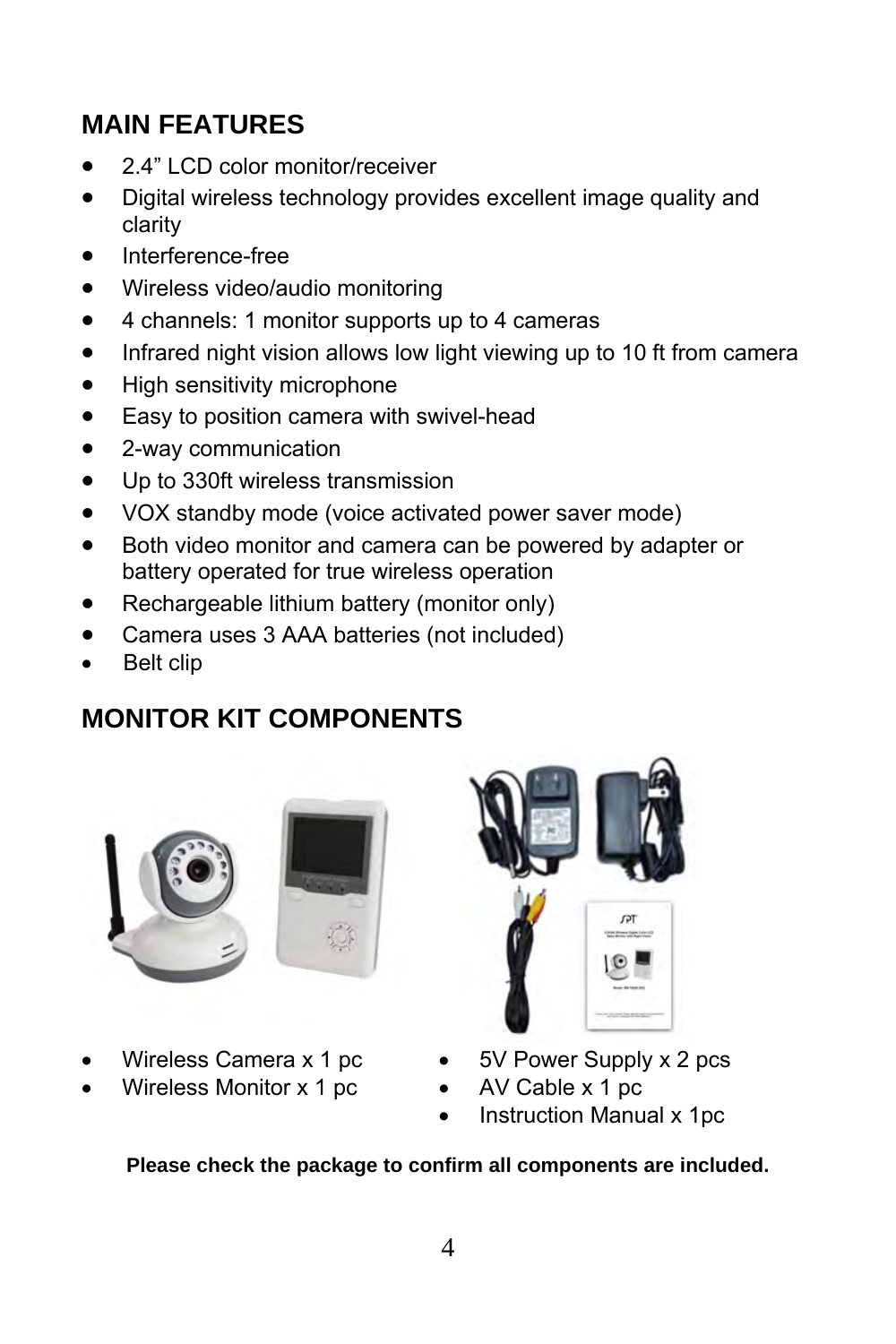## MAIN FEATURES

- 2.4” LCD color monitor/receiver
- Digital wireless technology provides excellent image quality and clarity
- Interference-free
- Wireless video/audio monitoring
- 4 channels: 1 monitor supports up to 4 cameras
- Infrared night vision allows low light viewing up to 10 ft from camera
- High sensitivity microphone
- Easy to position camera with swivel-head
- 2-way communication
- Up to 330ft wireless transmission
- VOX standby mode (voice activated power saver mode)
- Both video monitor and camera can be powered by adapter or battery operated for true wireless operation
- Rechargeable lithium battery (monitor only)
- Camera uses 3 AAA batteries (not included)
- Belt clip

## MONITOR KIT COMPONENTS

- Wireless Camera x 1 pc
- Wireless Monitor x 1 pc
- 5V Power Supply x 2 pcs
- AV Cable x 1 pc
- Instruction Manual x 1pc

**Please check the package to confirm all components are included.**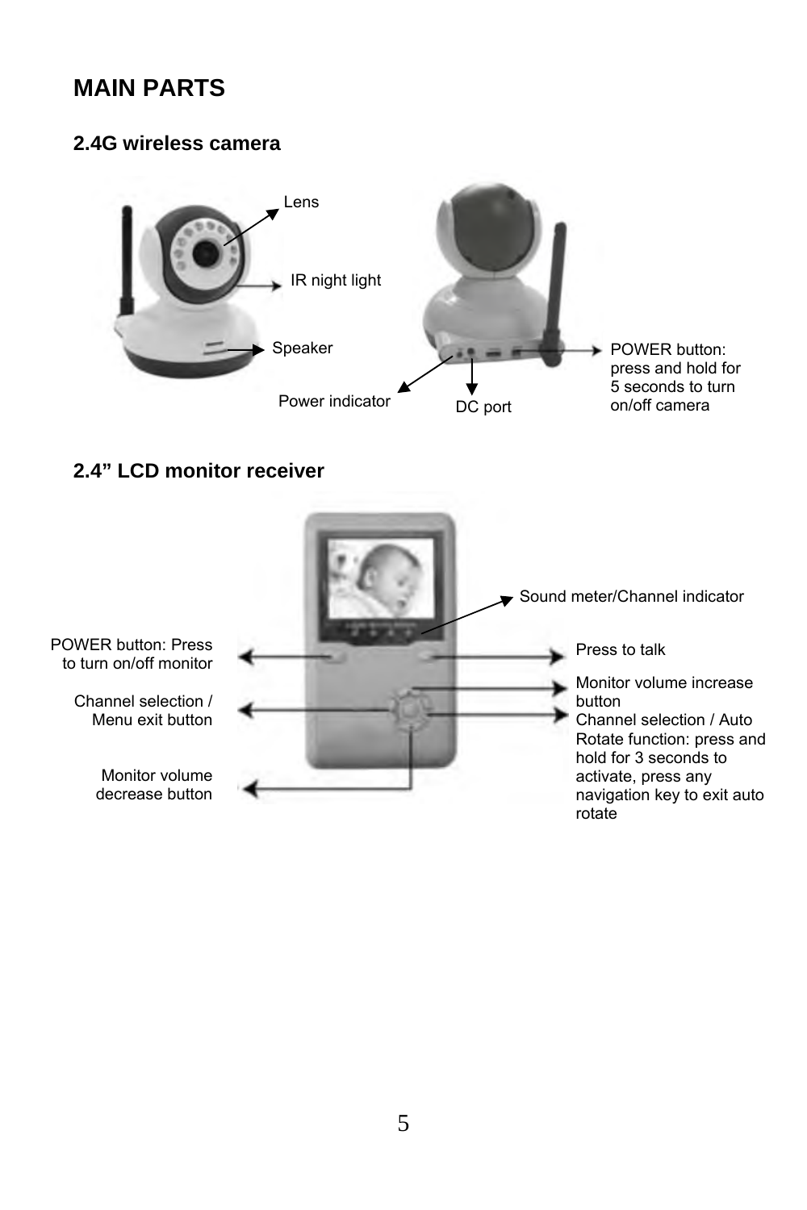# MAIN PARTS

## 2.4G wireless camera

Lens

IR night light

Speaker

Power indicator

DC port

POWER button: press and hold for 5 seconds to turn on/off camera

## 2.4" LCD monitor receiver

Sound meter/Channel indicator

POWER button: Press to turn on/off monitor

Press to talk

Channel selection / Menu exit button

Monitor volume increase button

Channel selection / Auto Rotate function: press and hold for 3 seconds to activate, press any navigation key to exit auto rotate

Monitor volume decrease button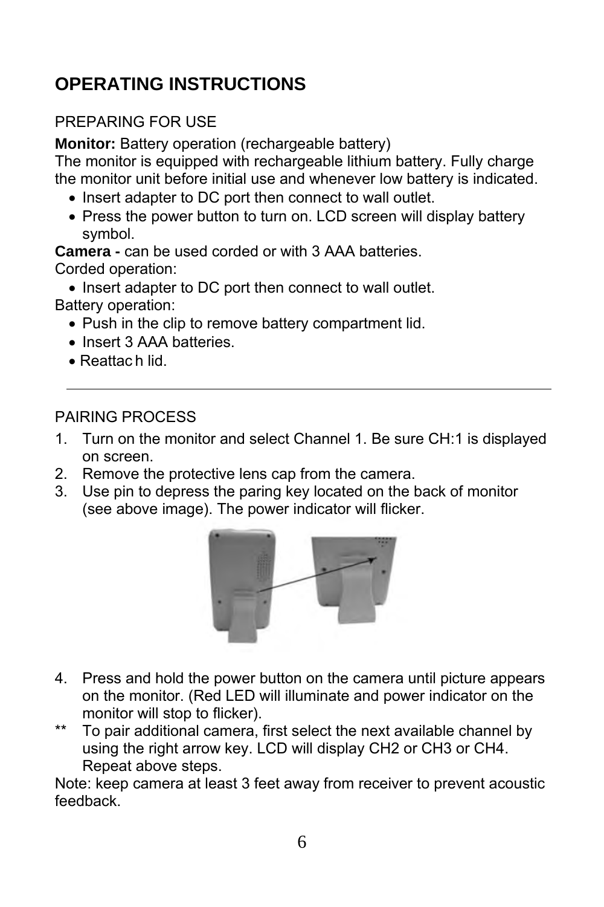## OPERATING INSTRUCTIONS

PREPARING FOR USE

**Monitor:** Battery operation (rechargeable battery)
The monitor is equipped with rechargeable lithium battery. Fully charge the monitor unit before initial use and whenever low battery is indicated.

- Insert adapter to DC port then connect to wall outlet.
- Press the power button to turn on. LCD screen will display battery symbol.

**Camera -** can be used corded or with 3 AAA batteries.
Corded operation:

- Insert adapter to DC port then connect to wall outlet.

Battery operation:

- Push in the clip to remove battery compartment lid.
- Insert 3 AAA batteries.
- Reattac h lid.

---

PAIRING PROCESS

1. Turn on the monitor and select Channel 1. Be sure CH:1 is displayed on screen.
2. Remove the protective lens cap from the camera.
3. Use pin to depress the paring key located on the back of monitor (see above image). The power indicator will flicker.
4. Press and hold the power button on the camera until picture appears on the monitor. (Red LED will illuminate and power indicator on the monitor will stop to flicker).

** To pair additional camera, first select the next available channel by using the right arrow key. LCD will display CH2 or CH3 or CH4. Repeat above steps.

Note: keep camera at least 3 feet away from receiver to prevent acoustic feedback.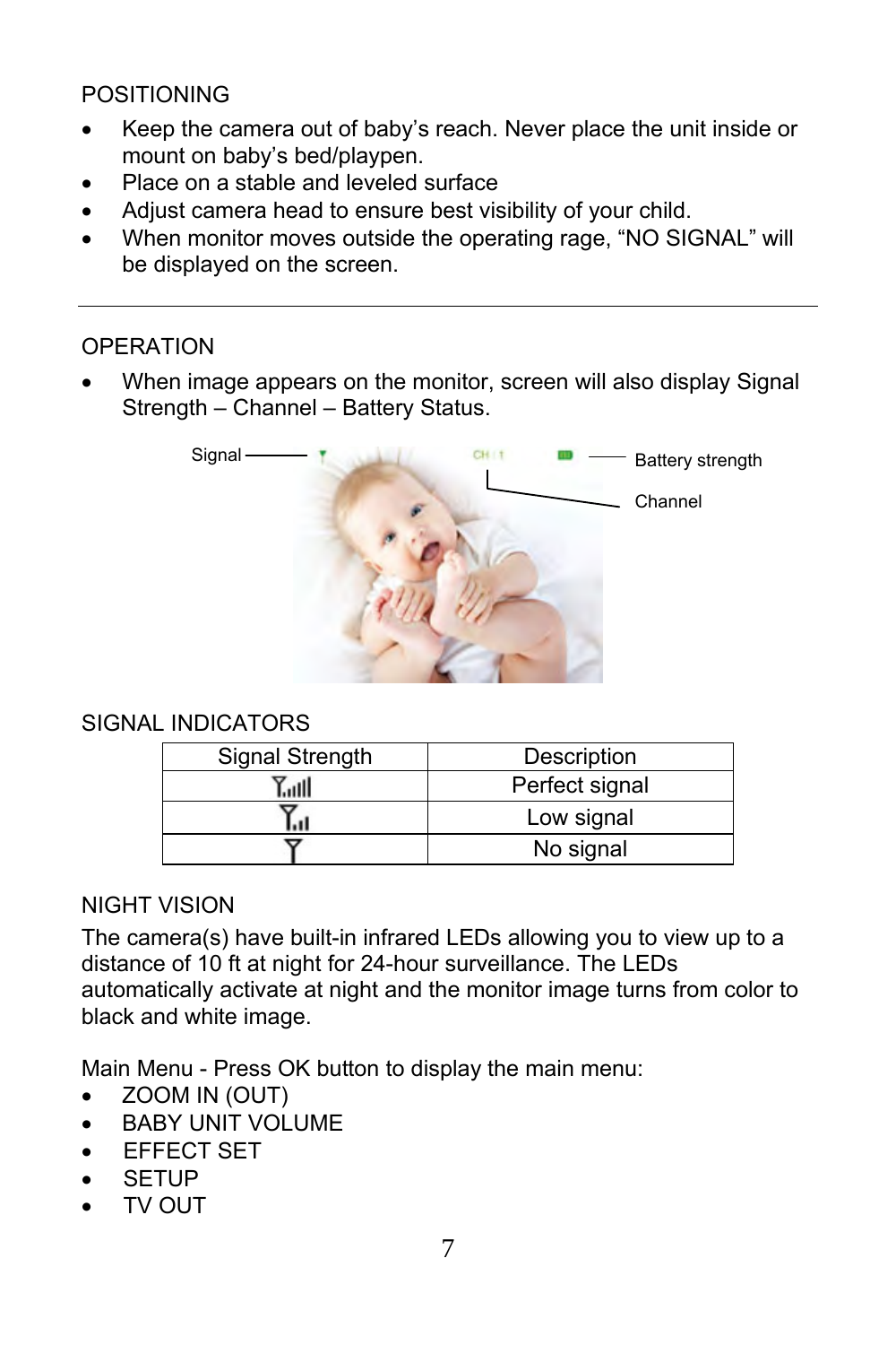## POSITIONING

- Keep the camera out of baby's reach. Never place the unit inside or mount on baby's bed/playpen.
- Place on a stable and leveled surface
- Adjust camera head to ensure best visibility of your child.
- When monitor moves outside the operating rage, "NO SIGNAL" will be displayed on the screen.

---

## OPERATION

- When image appears on the monitor, screen will also display Signal Strength – Channel – Battery Status.

Signal — Battery strength — Channel

## SIGNAL INDICATORS

| Signal Strength | Description |
|---|---|
| Y.ııll | Perfect signal |
| Y.ıl | Low signal |
| Y | No signal |

## NIGHT VISION

The camera(s) have built-in infrared LEDs allowing you to view up to a distance of 10 ft at night for 24-hour surveillance. The LEDs automatically activate at night and the monitor image turns from color to black and white image.

Main Menu - Press OK button to display the main menu:

- ZOOM IN (OUT)
- BABY UNIT VOLUME
- EFFECT SET
- SETUP
- TV OUT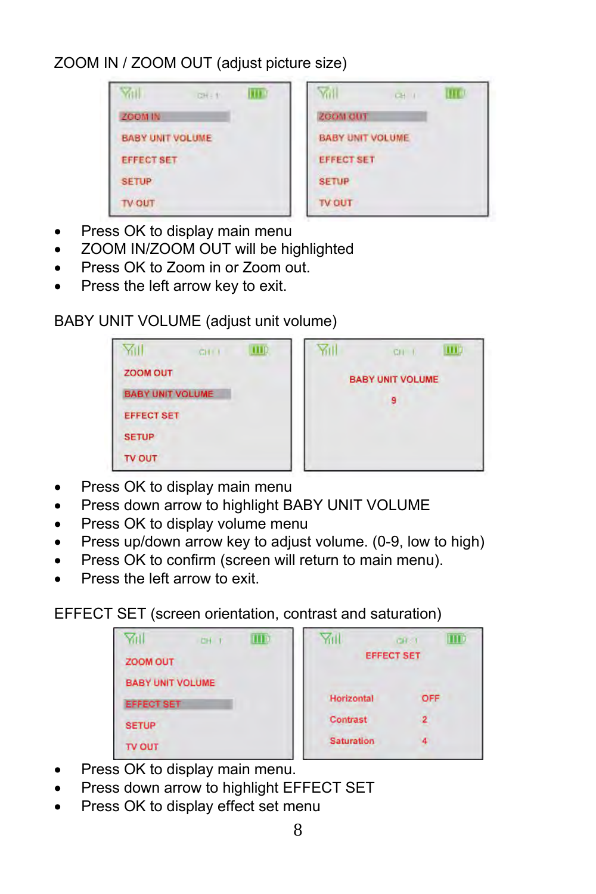ZOOM IN / ZOOM OUT (adjust picture size)

- Press OK to display main menu
- ZOOM IN/ZOOM OUT will be highlighted
- Press OK to Zoom in or Zoom out.
- Press the left arrow key to exit.

BABY UNIT VOLUME (adjust unit volume)

- Press OK to display main menu
- Press down arrow to highlight BABY UNIT VOLUME
- Press OK to display volume menu
- Press up/down arrow key to adjust volume. (0-9, low to high)
- Press OK to confirm (screen will return to main menu).
- Press the left arrow to exit.

EFFECT SET (screen orientation, contrast and saturation)

- Press OK to display main menu.
- Press down arrow to highlight EFFECT SET
- Press OK to display effect set menu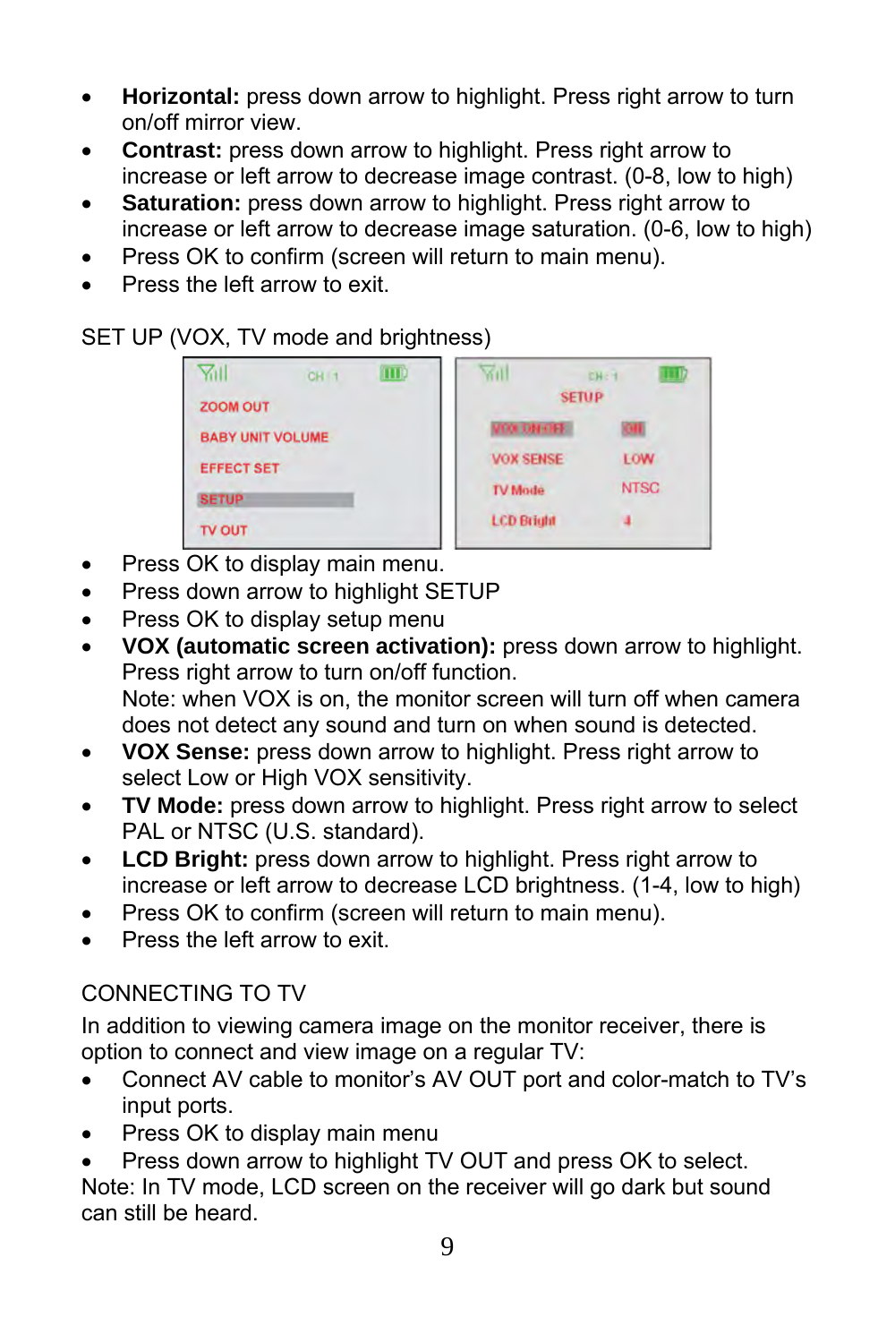- **Horizontal:** press down arrow to highlight. Press right arrow to turn on/off mirror view.
- **Contrast:** press down arrow to highlight. Press right arrow to increase or left arrow to decrease image contrast. (0-8, low to high)
- **Saturation:** press down arrow to highlight. Press right arrow to increase or left arrow to decrease image saturation. (0-6, low to high)
- Press OK to confirm (screen will return to main menu).
- Press the left arrow to exit.

SET UP (VOX, TV mode and brightness)

- Press OK to display main menu.
- Press down arrow to highlight SETUP
- Press OK to display setup menu
- **VOX (automatic screen activation):** press down arrow to highlight. Press right arrow to turn on/off function.
  Note: when VOX is on, the monitor screen will turn off when camera does not detect any sound and turn on when sound is detected.
- **VOX Sense:** press down arrow to highlight. Press right arrow to select Low or High VOX sensitivity.
- **TV Mode:** press down arrow to highlight. Press right arrow to select PAL or NTSC (U.S. standard).
- **LCD Bright:** press down arrow to highlight. Press right arrow to increase or left arrow to decrease LCD brightness. (1-4, low to high)
- Press OK to confirm (screen will return to main menu).
- Press the left arrow to exit.

CONNECTING TO TV

In addition to viewing camera image on the monitor receiver, there is option to connect and view image on a regular TV:

- Connect AV cable to monitor's AV OUT port and color-match to TV's input ports.
- Press OK to display main menu
- Press down arrow to highlight TV OUT and press OK to select.

Note: In TV mode, LCD screen on the receiver will go dark but sound can still be heard.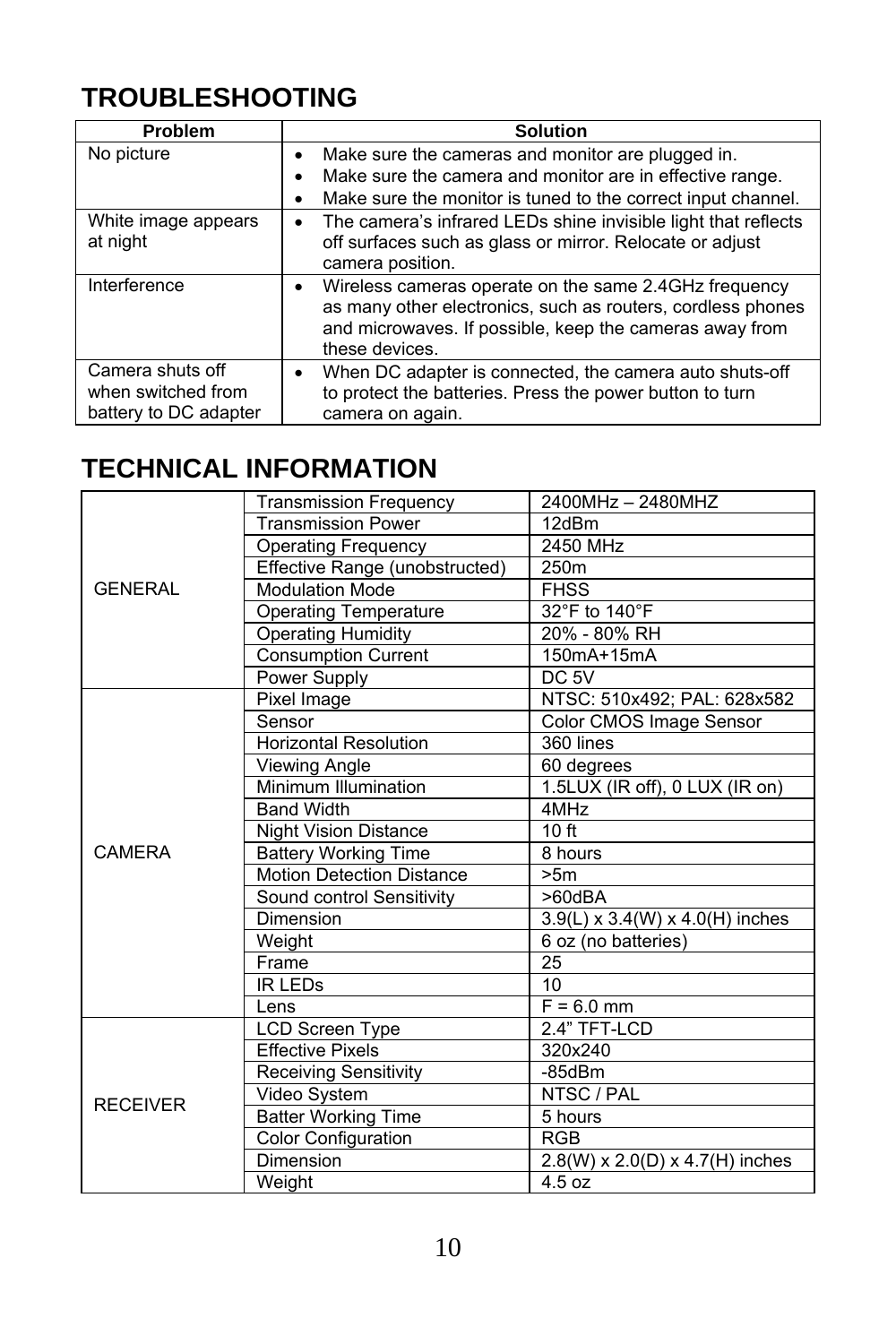## TROUBLESHOOTING

| Problem | Solution |
|---|---|
| No picture | • Make sure the cameras and monitor are plugged in.<br>• Make sure the camera and monitor are in effective range.<br>• Make sure the monitor is tuned to the correct input channel. |
| White image appears at night | • The camera's infrared LEDs shine invisible light that reflects off surfaces such as glass or mirror. Relocate or adjust camera position. |
| Interference | • Wireless cameras operate on the same 2.4GHz frequency as many other electronics, such as routers, cordless phones and microwaves. If possible, keep the cameras away from these devices. |
| Camera shuts off when switched from battery to DC adapter | • When DC adapter is connected, the camera auto shuts-off to protect the batteries. Press the power button to turn camera on again. |

## TECHNICAL INFORMATION

| | | |
|---|---|---|
| GENERAL | Transmission Frequency | 2400MHz – 2480MHZ |
| | Transmission Power | 12dBm |
| | Operating Frequency | 2450 MHz |
| | Effective Range (unobstructed) | 250m |
| | Modulation Mode | FHSS |
| | Operating Temperature | 32°F to 140°F |
| | Operating Humidity | 20% - 80% RH |
| | Consumption Current | 150mA+15mA |
| | Power Supply | DC 5V |
| CAMERA | Pixel Image | NTSC: 510x492; PAL: 628x582 |
| | Sensor | Color CMOS Image Sensor |
| | Horizontal Resolution | 360 lines |
| | Viewing Angle | 60 degrees |
| | Minimum Illumination | 1.5LUX (IR off), 0 LUX (IR on) |
| | Band Width | 4MHz |
| | Night Vision Distance | 10 ft |
| | Battery Working Time | 8 hours |
| | Motion Detection Distance | >5m |
| | Sound control Sensitivity | >60dBA |
| | Dimension | 3.9(L) x 3.4(W) x 4.0(H) inches |
| | Weight | 6 oz (no batteries) |
| | Frame | 25 |
| | IR LEDs | 10 |
| | Lens | F = 6.0 mm |
| RECEIVER | LCD Screen Type | 2.4" TFT-LCD |
| | Effective Pixels | 320x240 |
| | Receiving Sensitivity | -85dBm |
| | Video System | NTSC / PAL |
| | Batter Working Time | 5 hours |
| | Color Configuration | RGB |
| | Dimension | 2.8(W) x 2.0(D) x 4.7(H) inches |
| | Weight | 4.5 oz |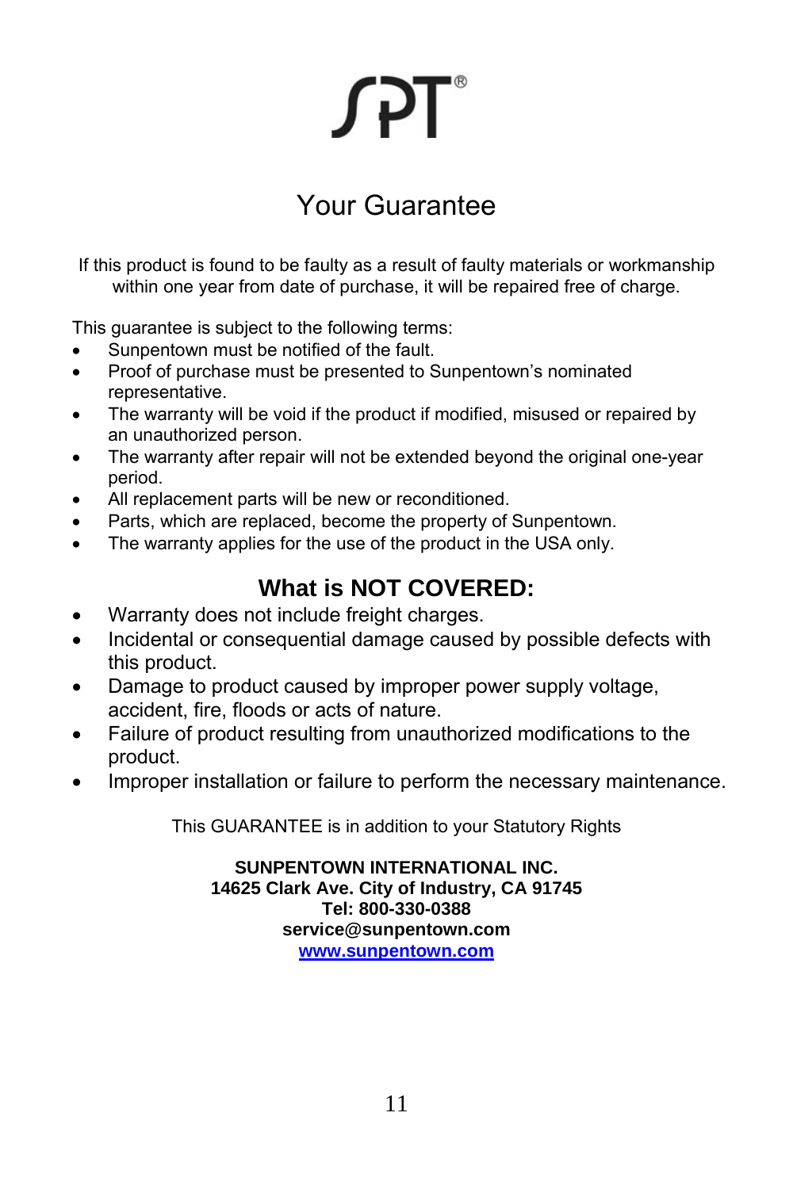SPT®

# Your Guarantee

If this product is found to be faulty as a result of faulty materials or workmanship within one year from date of purchase, it will be repaired free of charge.

This guarantee is subject to the following terms:

- Sunpentown must be notified of the fault.
- Proof of purchase must be presented to Sunpentown's nominated representative.
- The warranty will be void if the product if modified, misused or repaired by an unauthorized person.
- The warranty after repair will not be extended beyond the original one-year period.
- All replacement parts will be new or reconditioned.
- Parts, which are replaced, become the property of Sunpentown.
- The warranty applies for the use of the product in the USA only.

## What is NOT COVERED:

- Warranty does not include freight charges.
- Incidental or consequential damage caused by possible defects with this product.
- Damage to product caused by improper power supply voltage, accident, fire, floods or acts of nature.
- Failure of product resulting from unauthorized modifications to the product.
- Improper installation or failure to perform the necessary maintenance.

This GUARANTEE is in addition to your Statutory Rights

**SUNPENTOWN INTERNATIONAL INC.**
**14625 Clark Ave. City of Industry, CA 91745**
**Tel: 800-330-0388**
**service@sunpentown.com**
**www.sunpentown.com**